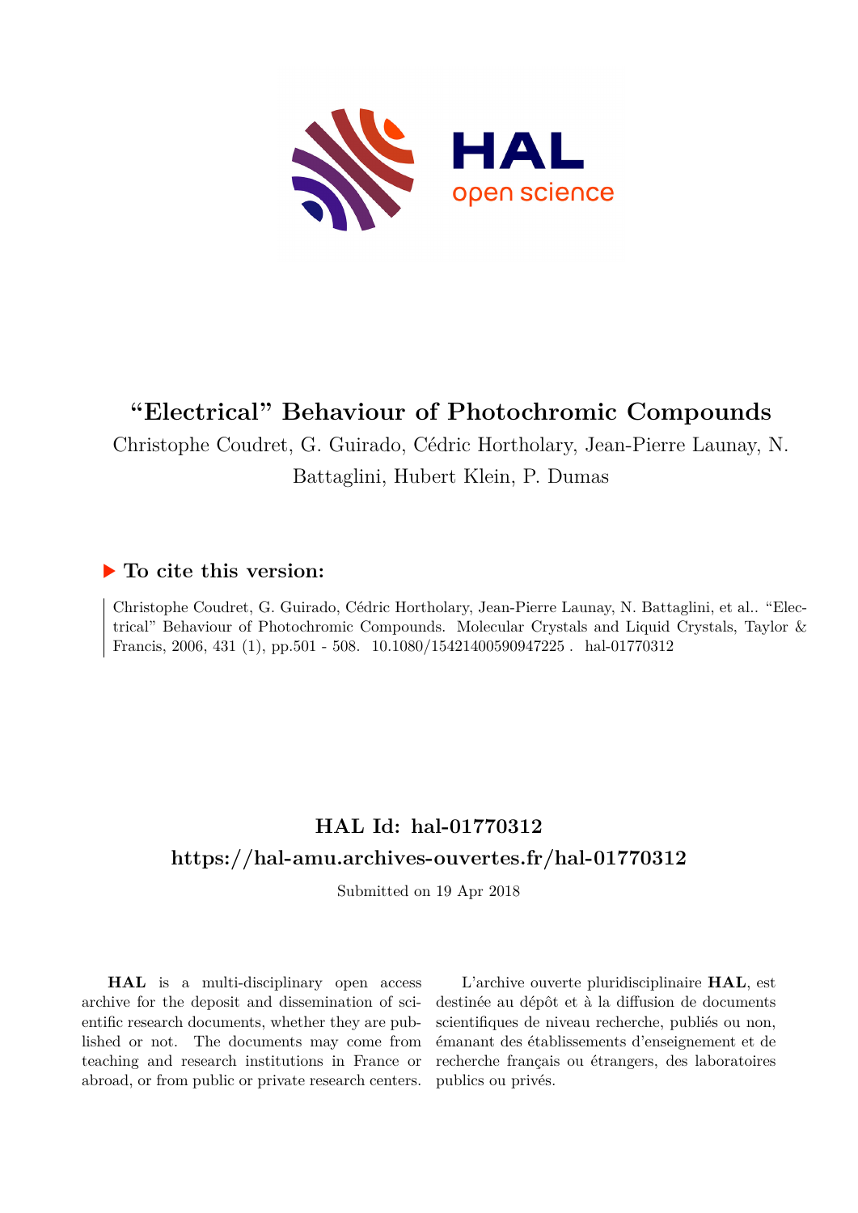# "Electrical" Behaviour of Photochromic Compounds

Christophe Coudret, G. Guirado, Cédric Hortholary, Jean-Pierre Launay, N. Battaglini, Hubert Klein, P. Dumas

## ▶ To cite this version:

Christophe Coudret, G. Guirado, Cédric Hortholary, Jean-Pierre Launay, N. Battaglini, et al.. "Electrical" Behaviour of Photochromic Compounds. Molecular Crystals and Liquid Crystals, Taylor & Francis, 2006, 431 (1), pp.501 - 508. 10.1080/15421400590947225 . hal-01770312

## HAL Id: hal-01770312

## https://hal-amu.archives-ouvertes.fr/hal-01770312

Submitted on 19 Apr 2018

**HAL** is a multi-disciplinary open access archive for the deposit and dissemination of scientific research documents, whether they are published or not. The documents may come from teaching and research institutions in France or abroad, or from public or private research centers.

L'archive ouverte pluridisciplinaire **HAL**, est destinée au dépôt et à la diffusion de documents scientifiques de niveau recherche, publiés ou non, émanant des établissements d'enseignement et de recherche français ou étrangers, des laboratoires publics ou privés.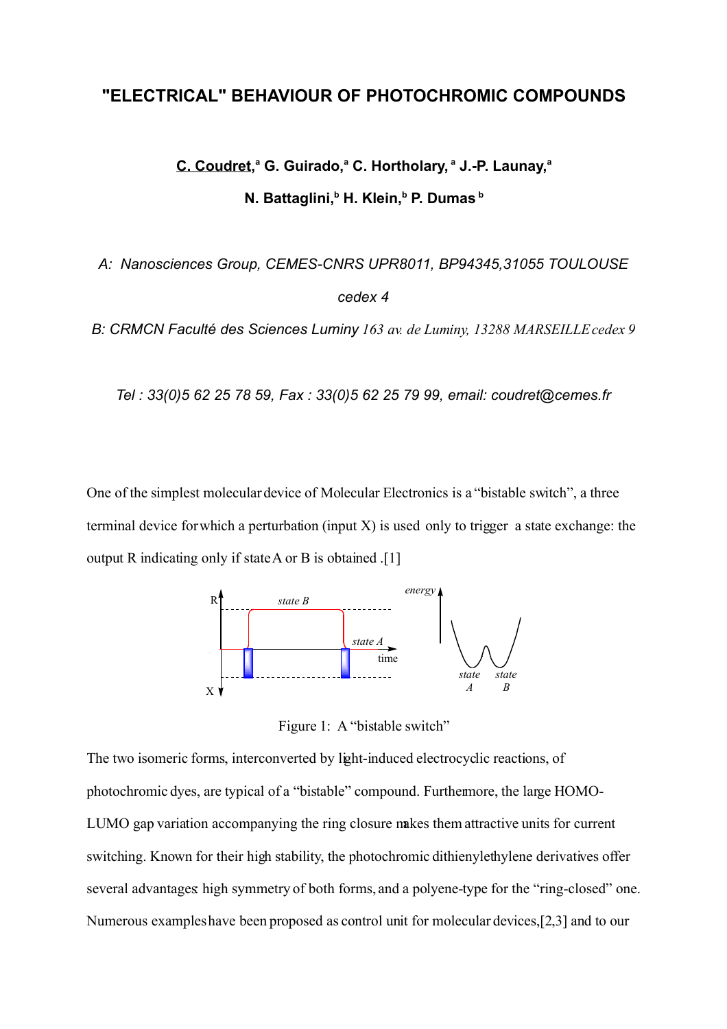# "ELECTRICAL" BEHAVIOUR OF PHOTOCHROMIC COMPOUNDS

**<u>C. Coudret</u>,[a] G. Guirado,[a] C. Hortholary,[a] J.-P. Launay,[a]**

**N. Battaglini,[b] H. Klein,[b] P. Dumas[b]**

*A: Nanosciences Group, CEMES-CNRS UPR8011, BP94345,31055 TOULOUSE cedex 4*

*B: CRMCN Faculté des Sciences Luminy 163 av. de Luminy, 13288 MARSEILLE cedex 9*

*Tel : 33(0)5 62 25 78 59, Fax : 33(0)5 62 25 79 99, email: coudret@cemes.fr*

One of the simplest molecular device of Molecular Electronics is a "bistable switch", a three terminal device for which a perturbation (input X) is used only to trigger a state exchange: the output R indicating only if state A or B is obtained .[1]

Figure 1: A "bistable switch"

The two isomeric forms, interconverted by light-induced electrocyclic reactions, of photochromic dyes, are typical of a "bistable" compound. Furthermore, the large HOMO-LUMO gap variation accompanying the ring closure makes them attractive units for current switching. Known for their high stability, the photochromic dithienylethylene derivatives offer several advantages: high symmetry of both forms, and a polyene-type for the "ring-closed" one. Numerous examples have been proposed as control unit for molecular devices,[2,3] and to our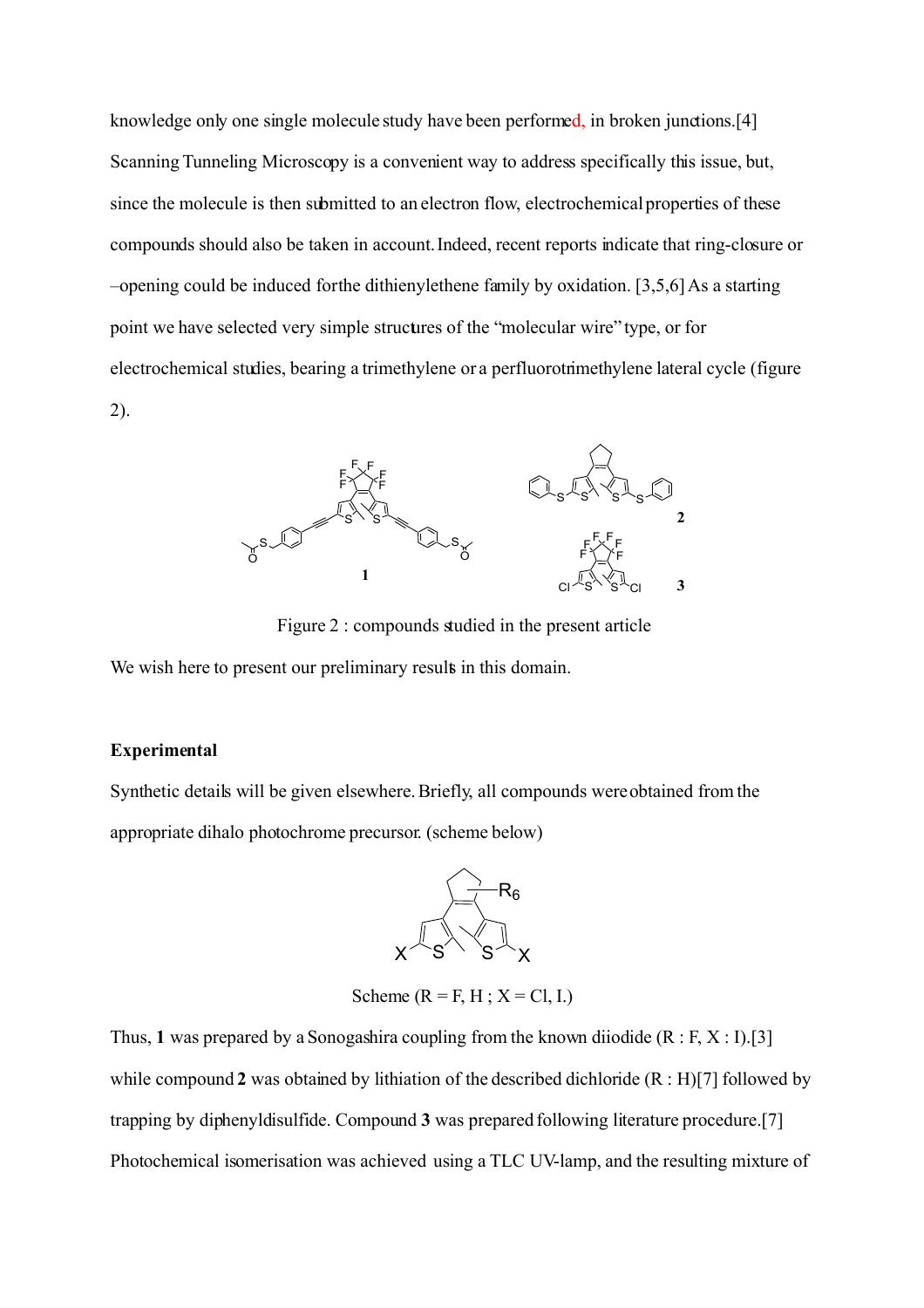knowledge only one single molecule study have been performed, in broken junctions.[4] Scanning Tunneling Microscopy is a convenient way to address specifically this issue, but, since the molecule is then submitted to an electron flow, electrochemical properties of these compounds should also be taken in account. Indeed, recent reports indicate that ring-closure or –opening could be induced for the dithienylethene family by oxidation. [3,5,6] As a starting point we have selected very simple structures of the "molecular wire" type, or for electrochemical studies, bearing a trimethylene or a perfluorotrimethylene lateral cycle (figure 2).

Figure 2 : compounds studied in the present article

We wish here to present our preliminary results in this domain.

**Experimental**

Synthetic details will be given elsewhere. Briefly, all compounds were obtained from the appropriate dihalo photochrome precursor. (scheme below)

Scheme (R = F, H ; X = Cl, I.)

Thus, **1** was prepared by a Sonogashira coupling from the known diiodide (R : F, X : I).[3] while compound **2** was obtained by lithiation of the described dichloride (R : H)[7] followed by trapping by diphenyldisulfide. Compound **3** was prepared following literature procedure.[7] Photochemical isomerisation was achieved using a TLC UV-lamp, and the resulting mixture of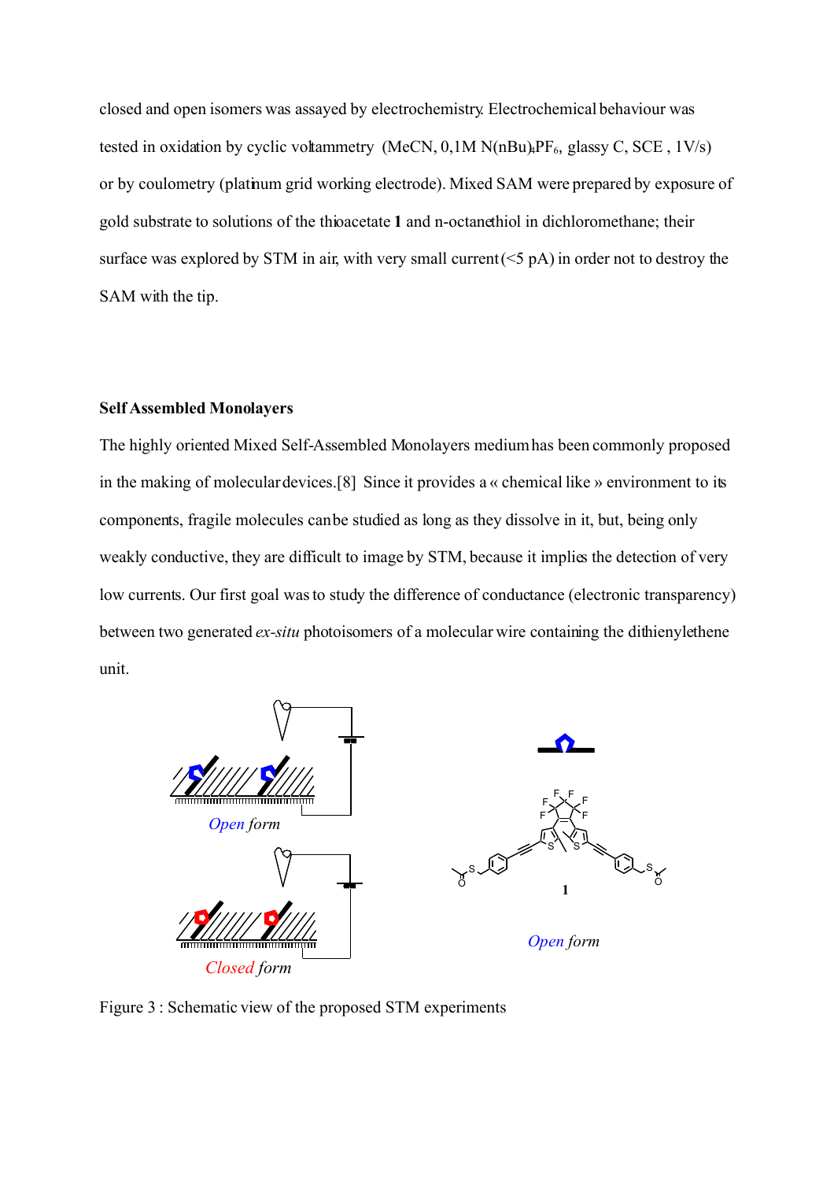closed and open isomers was assayed by electrochemistry. Electrochemical behaviour was tested in oxidation by cyclic voltammetry (MeCN, 0,1M $N(nBu)_4PF_6$, glassy C, SCE , 1V/s) or by coulometry (platinum grid working electrode). Mixed SAM were prepared by exposure of gold substrate to solutions of the thioacetate **1** and n-octanethiol in dichloromethane; their surface was explored by STM in air, with very small current (<5 pA) in order not to destroy the SAM with the tip.

**Self Assembled Monolayers**

The highly oriented Mixed Self-Assembled Monolayers medium has been commonly proposed in the making of molecular devices.[8] Since it provides a « chemical like » environment to its components, fragile molecules can be studied as long as they dissolve in it, but, being only weakly conductive, they are difficult to image by STM, because it implies the detection of very low currents. Our first goal was to study the difference of conductance (electronic transparency) between two generated *ex-situ* photoisomers of a molecular wire containing the dithienylethene unit.

*Open* form

*Closed* form

**1**

*Open* form

Figure 3 : Schematic view of the proposed STM experiments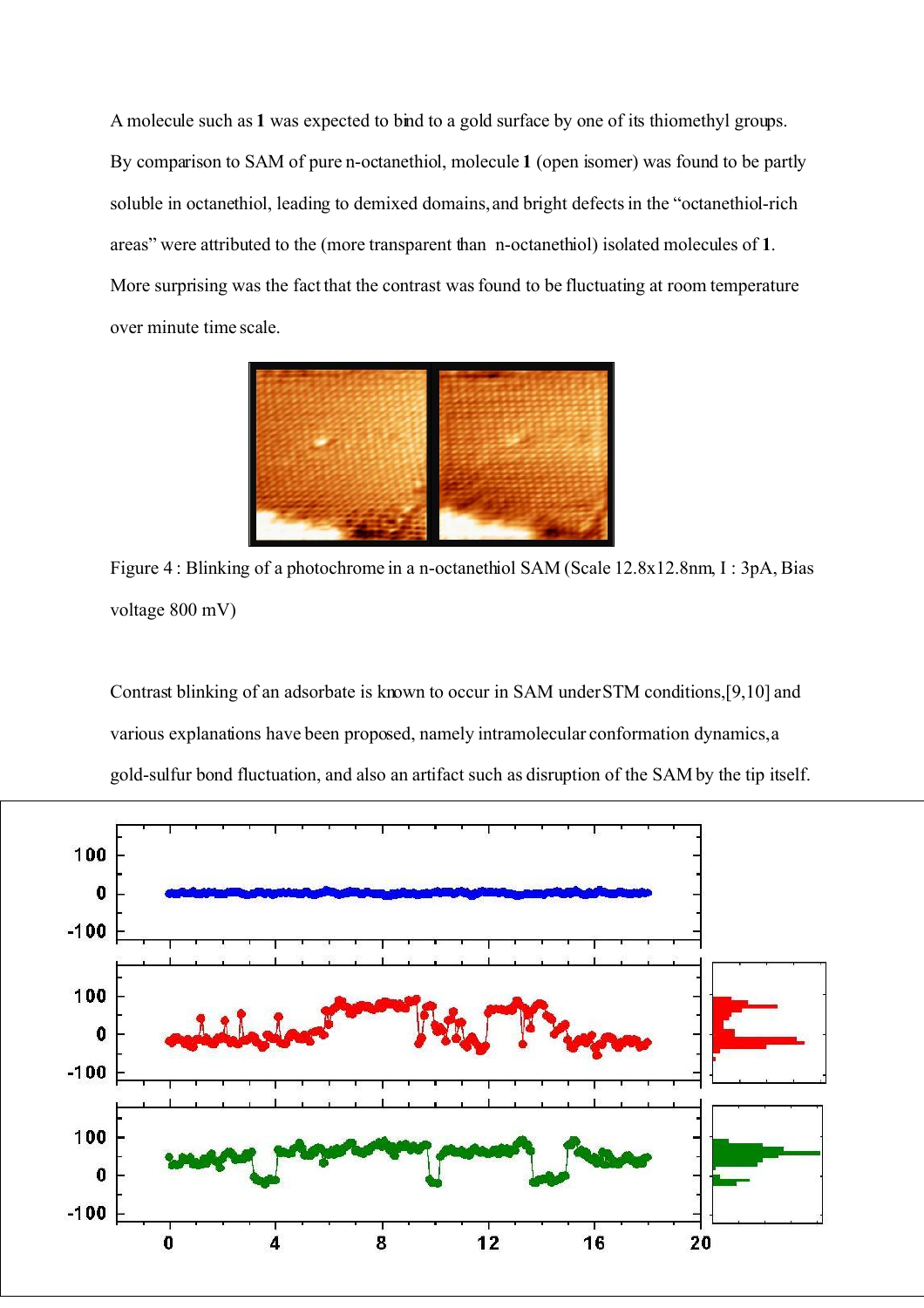A molecule such as **1** was expected to bind to a gold surface by one of its thiomethyl groups. By comparison to SAM of pure n-octanethiol, molecule **1** (open isomer) was found to be partly soluble in octanethiol, leading to demixed domains, and bright defects in the "octanethiol-rich areas" were attributed to the (more transparent than n-octanethiol) isolated molecules of **1**. More surprising was the fact that the contrast was found to be fluctuating at room temperature over minute time scale.

Figure 4 : Blinking of a photochrome in a n-octanethiol SAM (Scale 12.8x12.8nm, I : 3pA, Bias voltage 800 mV)

Contrast blinking of an adsorbate is known to occur in SAM under STM conditions,[9,10] and various explanations have been proposed, namely intramolecular conformation dynamics, a gold-sulfur bond fluctuation, and also an artifact such as disruption of the SAM by the tip itself.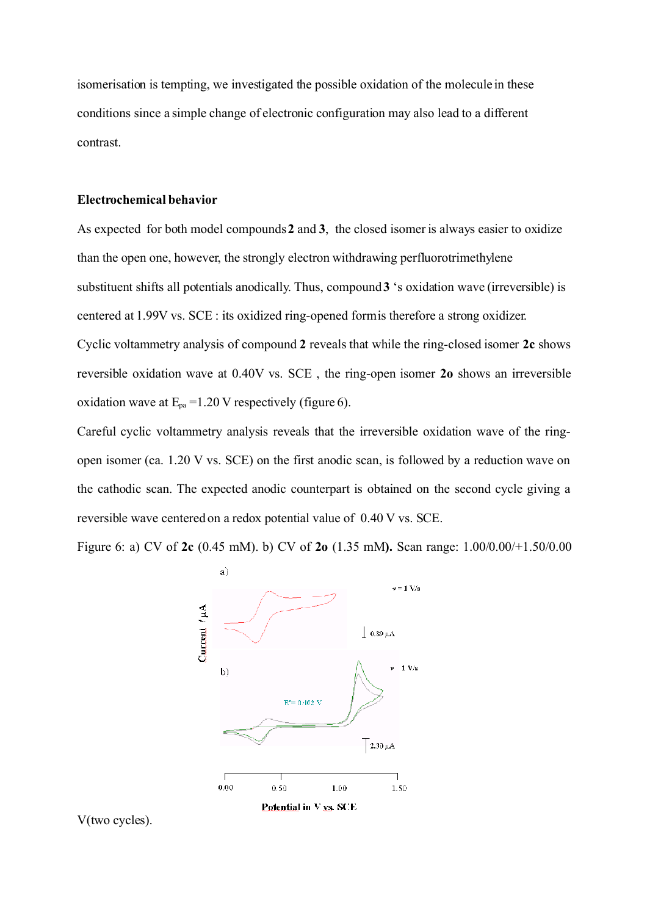isomerisation is tempting, we investigated the possible oxidation of the molecule in these conditions since a simple change of electronic configuration may also lead to a different contrast.

**Electrochemical behavior**

As expected for both model compounds **2** and **3**, the closed isomer is always easier to oxidize than the open one, however, the strongly electron withdrawing perfluorotrimethylene substituent shifts all potentials anodically. Thus, compound **3** 's oxidation wave (irreversible) is centered at 1.99V vs. SCE : its oxidized ring-opened form is therefore a strong oxidizer.

Cyclic voltammetry analysis of compound **2** reveals that while the ring-closed isomer **2c** shows reversible oxidation wave at 0.40V vs. SCE , the ring-open isomer **2o** shows an irreversible oxidation wave at $E_{pa}$ =1.20 V respectively (figure 6).

Careful cyclic voltammetry analysis reveals that the irreversible oxidation wave of the ring-open isomer (ca. 1.20 V vs. SCE) on the first anodic scan, is followed by a reduction wave on the cathodic scan. The expected anodic counterpart is obtained on the second cycle giving a reversible wave centered on a redox potential value of 0.40 V vs. SCE.

Figure 6: a) CV of **2c** (0.45 mM). b) CV of **2o** (1.35 mM**).** Scan range: 1.00/0.00/+1.50/0.00 V(two cycles).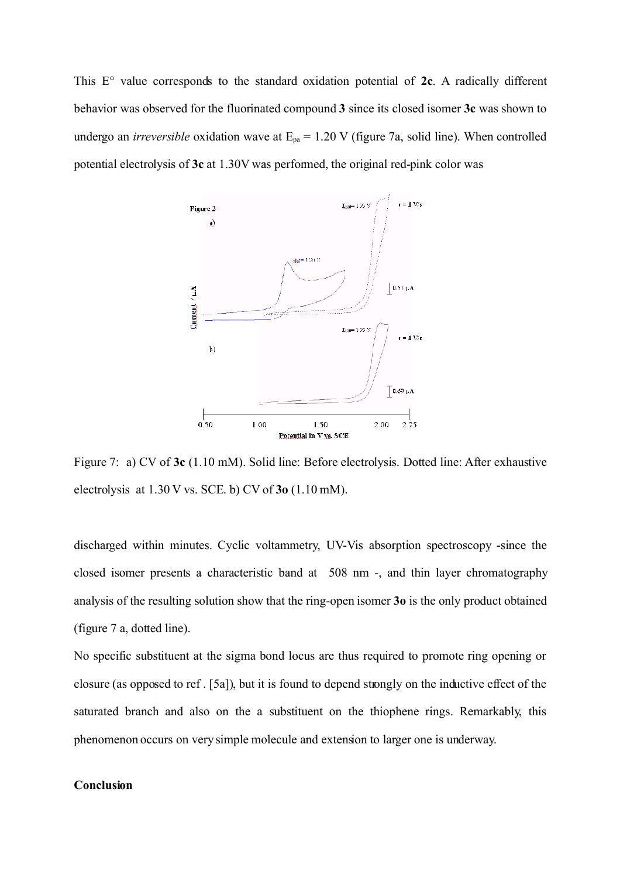This E° value corresponds to the standard oxidation potential of **2c**. A radically different behavior was observed for the fluorinated compound **3** since its closed isomer **3c** was shown to undergo an *irreversible* oxidation wave at $E_{pa}$ = 1.20 V (figure 7a, solid line). When controlled potential electrolysis of **3c** at 1.30V was performed, the original red-pink color was

Figure 7: a) CV of **3c** (1.10 mM). Solid line: Before electrolysis. Dotted line: After exhaustive electrolysis at 1.30 V vs. SCE. b) CV of **3o** (1.10 mM).

discharged within minutes. Cyclic voltammetry, UV-Vis absorption spectroscopy -since the closed isomer presents a characteristic band at 508 nm -, and thin layer chromatography analysis of the resulting solution show that the ring-open isomer **3o** is the only product obtained (figure 7 a, dotted line).

No specific substituent at the sigma bond locus are thus required to promote ring opening or closure (as opposed to ref . [5a]), but it is found to depend strongly on the inductive effect of the saturated branch and also on the a substituent on the thiophene rings. Remarkably, this phenomenon occurs on very simple molecule and extension to larger one is underway.

**Conclusion**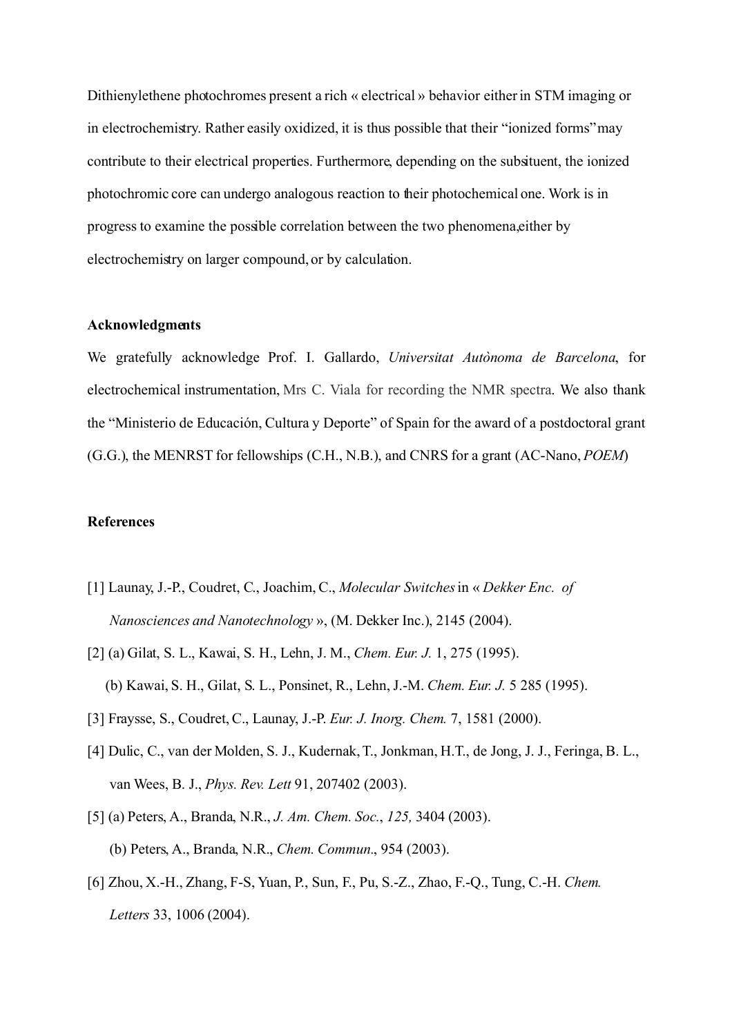Dithienylethene photochromes present a rich « electrical » behavior either in STM imaging or in electrochemistry. Rather easily oxidized, it is thus possible that their "ionized forms" may contribute to their electrical properties. Furthermore, depending on the subsituent, the ionized photochromic core can undergo analogous reaction to their photochemical one. Work is in progress to examine the possible correlation between the two phenomena,either by electrochemistry on larger compound, or by calculation.

**Acknowledgments**

We gratefully acknowledge Prof. I. Gallardo, *Universitat Autònoma de Barcelona*, for electrochemical instrumentation, Mrs C. Viala for recording the NMR spectra. We also thank the "Ministerio de Educación, Cultura y Deporte" of Spain for the award of a postdoctoral grant (G.G.), the MENRST for fellowships (C.H., N.B.), and CNRS for a grant (AC-Nano, *POEM*)

**References**

[1] Launay, J.-P., Coudret, C., Joachim, C., *Molecular Switches* in « *Dekker Enc. of Nanosciences and Nanotechnology* », (M. Dekker Inc.), 2145 (2004).

[2] (a) Gilat, S. L., Kawai, S. H., Lehn, J. M., *Chem. Eur. J.* 1, 275 (1995).
(b) Kawai, S. H., Gilat, S. L., Ponsinet, R., Lehn, J.-M. *Chem. Eur. J.* 5 285 (1995).

[3] Fraysse, S., Coudret, C., Launay, J.-P. *Eur. J. Inorg. Chem.* 7, 1581 (2000).

[4] Dulic, C., van der Molden, S. J., Kudernak, T., Jonkman, H.T., de Jong, J. J., Feringa, B. L., van Wees, B. J., *Phys. Rev. Lett* 91, 207402 (2003).

[5] (a) Peters, A., Branda, N.R., *J. Am. Chem. Soc.*, *125,* 3404 (2003).
(b) Peters, A., Branda, N.R., *Chem. Commun.*, 954 (2003).

[6] Zhou, X.-H., Zhang, F-S, Yuan, P., Sun, F., Pu, S.-Z., Zhao, F.-Q., Tung, C.-H. *Chem. Letters* 33, 1006 (2004).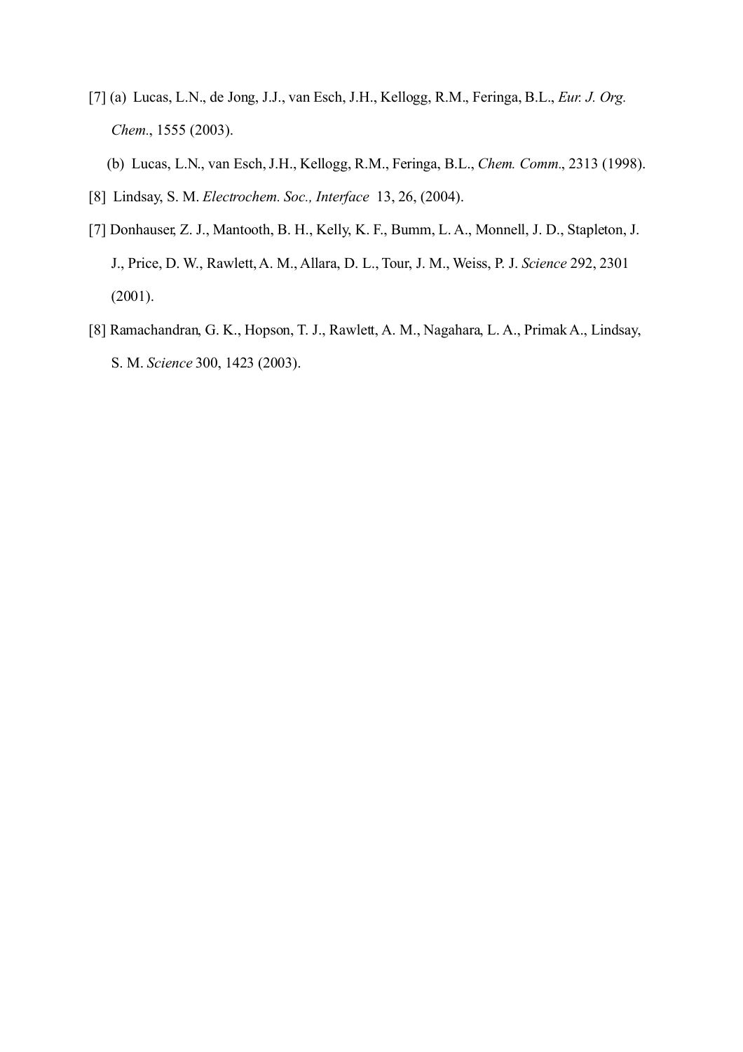[7] (a) Lucas, L.N., de Jong, J.J., van Esch, J.H., Kellogg, R.M., Feringa, B.L., *Eur. J. Org. Chem.*, 1555 (2003).

(b) Lucas, L.N., van Esch, J.H., Kellogg, R.M., Feringa, B.L., *Chem. Comm.*, 2313 (1998).

[8] Lindsay, S. M. *Electrochem. Soc., Interface* 13, 26, (2004).

[7] Donhauser, Z. J., Mantooth, B. H., Kelly, K. F., Bumm, L. A., Monnell, J. D., Stapleton, J. J., Price, D. W., Rawlett, A. M., Allara, D. L., Tour, J. M., Weiss, P. J. *Science* 292, 2301 (2001).

[8] Ramachandran, G. K., Hopson, T. J., Rawlett, A. M., Nagahara, L. A., Primak A., Lindsay, S. M. *Science* 300, 1423 (2003).